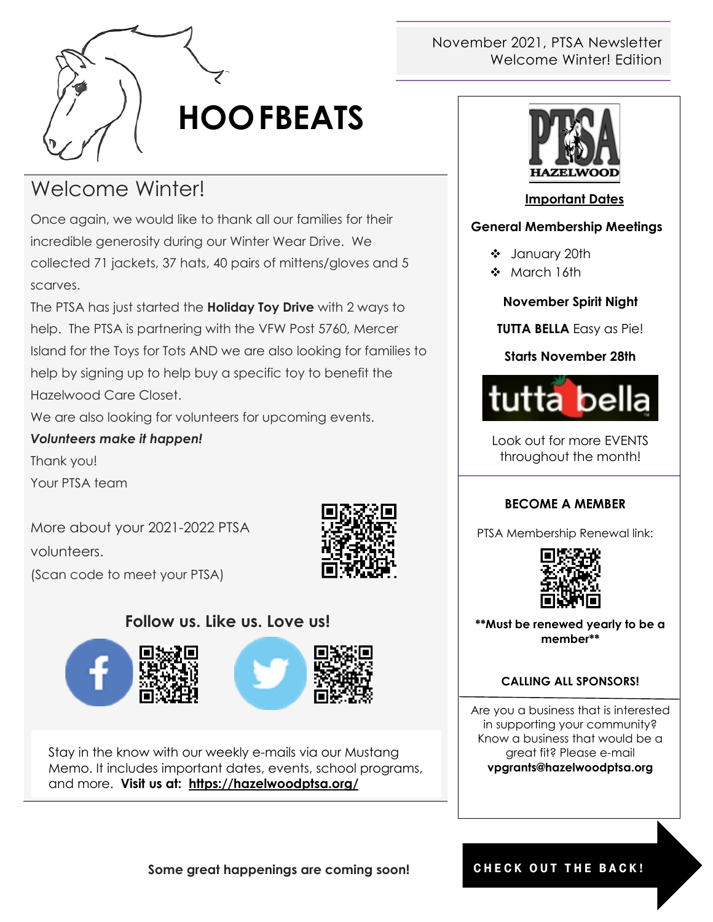November 2021, PTSA Newsletter
Welcome Winter! Edition

# HOOFBEATS

## Welcome Winter!

Once again, we would like to thank all our families for their incredible generosity during our Winter Wear Drive. We collected 71 jackets, 37 hats, 40 pairs of mittens/gloves and 5 scarves.

The PTSA has just started the **Holiday Toy Drive** with 2 ways to help. The PTSA is partnering with the VFW Post 5760, Mercer Island for the Toys for Tots AND we are also looking for families to help by signing up to help buy a specific toy to benefit the Hazelwood Care Closet.

We are also looking for volunteers for upcoming events.

***Volunteers make it happen!***

Thank you!

Your PTSA team

More about your 2021-2022 PTSA volunteers.
(Scan code to meet your PTSA)

### Follow us. Like us. Love us!

Stay in the know with our weekly e-mails via our Mustang Memo. It includes important dates, events, school programs, and more. **Visit us at: https://hazelwoodptsa.org/**

PTSA HAZELWOOD

**Important Dates**

**General Membership Meetings**

- January 20th
- March 16th

**November Spirit Night**

**TUTTA BELLA** Easy as Pie!

**Starts November 28th**

tutta bella

Look out for more EVENTS throughout the month!

**BECOME A MEMBER**

PTSA Membership Renewal link:

****Must be renewed yearly to be a member****

**CALLING ALL SPONSORS!**

Are you a business that is interested in supporting your community? Know a business that would be a great fit? Please e-mail **vpgrants@hazelwoodptsa.org**

**Some great happenings are coming soon!**

**CHECK OUT THE BACK!**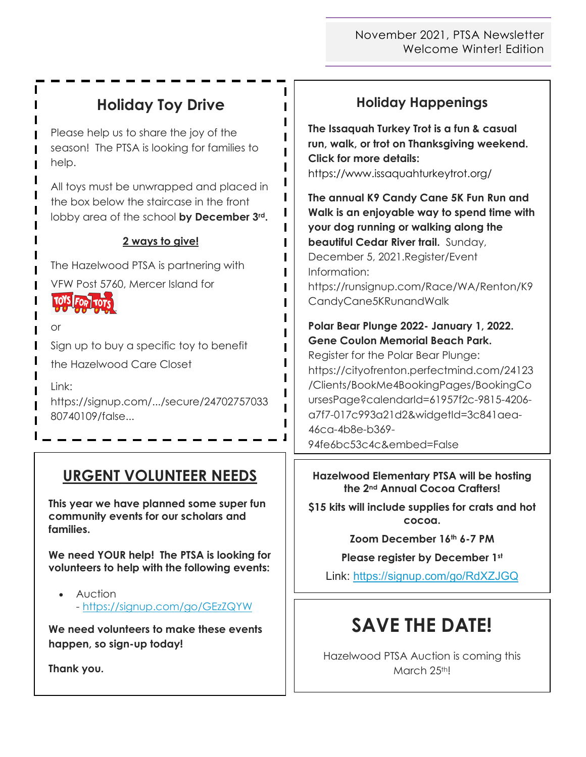November 2021, PTSA Newsletter
Welcome Winter! Edition

## Holiday Toy Drive

Please help us to share the joy of the season! The PTSA is looking for families to help.

All toys must be unwrapped and placed in the box below the staircase in the front lobby area of the school **by December 3rd.**

**2 ways to give!**

The Hazelwood PTSA is partnering with

VFW Post 5760, Mercer Island for

TOYS FOR TOTS

or

Sign up to buy a specific toy to benefit

the Hazelwood Care Closet

Link:
https://signup.com/.../secure/2470275703380740109/false...

## URGENT VOLUNTEER NEEDS

**This year we have planned some super fun community events for our scholars and families.**

**We need YOUR help! The PTSA is looking for volunteers to help with the following events:**

- Auction
  - https://signup.com/go/GEzZQYW

**We need volunteers to make these events happen, so sign-up today!**

**Thank you.**

## Holiday Happenings

**The Issaquah Turkey Trot is a fun & casual run, walk, or trot on Thanksgiving weekend. Click for more details:**
https://www.issaquahturkeytrot.org/

**The annual K9 Candy Cane 5K Fun Run and Walk is an enjoyable way to spend time with your dog running or walking along the beautiful Cedar River trail.** Sunday, December 5, 2021.Register/Event Information:
https://runsignup.com/Race/WA/Renton/K9CandyCane5KRunandWalk

**Polar Bear Plunge 2022- January 1, 2022. Gene Coulon Memorial Beach Park.**
Register for the Polar Bear Plunge:
https://cityofrenton.perfectmind.com/24123/Clients/BookMe4BookingPages/BookingCoursesPage?calendarId=61957f2c-9815-4206-a7f7-017c993a21d2&widgetId=3c841aea-46ca-4b8e-b369-94fe6bc53c4c&embed=False

**Hazelwood Elementary PTSA will be hosting the 2nd Annual Cocoa Crafters!**

**$15 kits will include supplies for crats and hot cocoa.**

**Zoom December 16th 6-7 PM**

**Please register by December 1st**

Link: https://signup.com/go/RdXZJGQ

## SAVE THE DATE!

Hazelwood PTSA Auction is coming this March 25th!